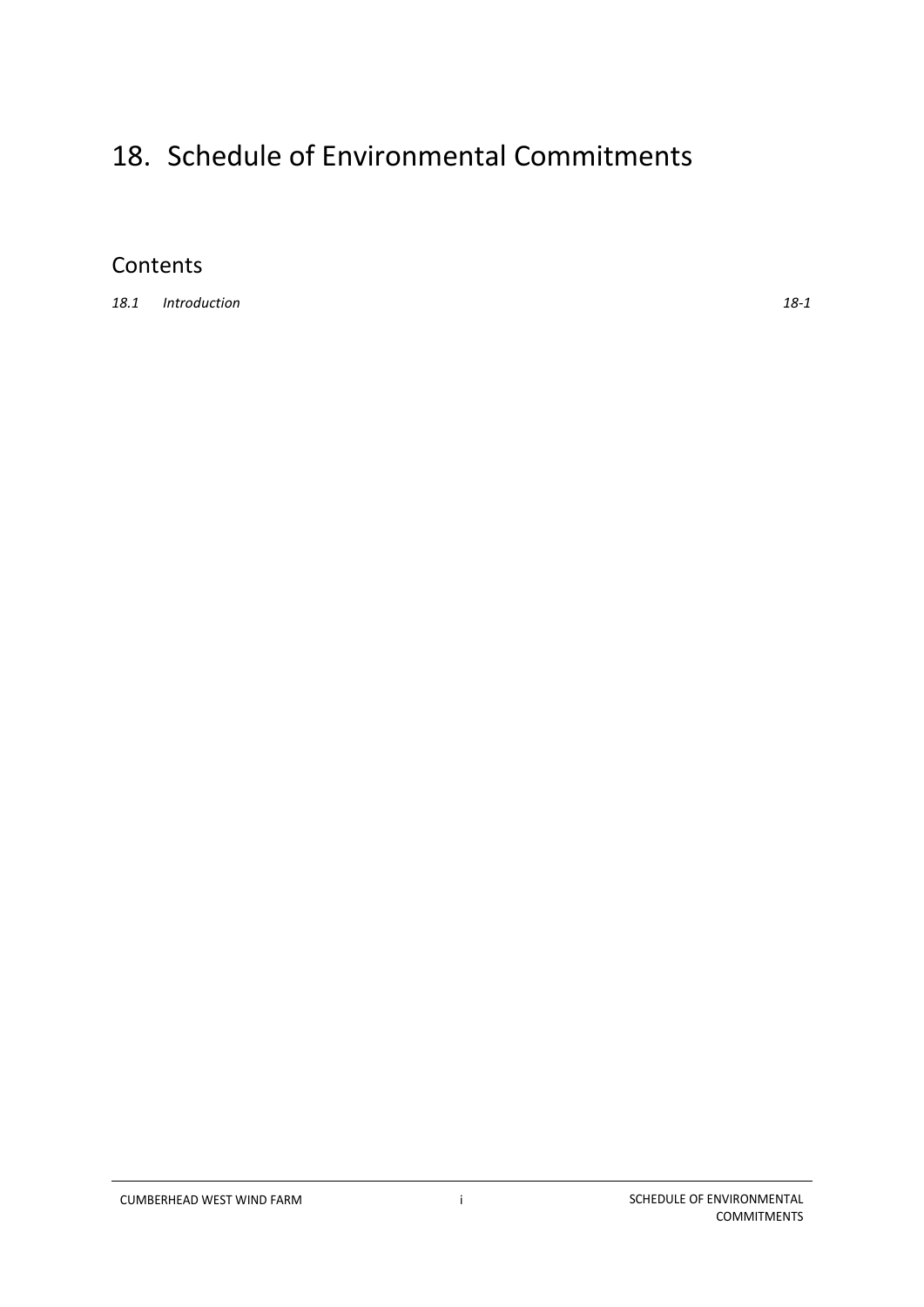# 18. Schedule of Environmental Commitments

## Contents

*18.1 Introduction* *18-1*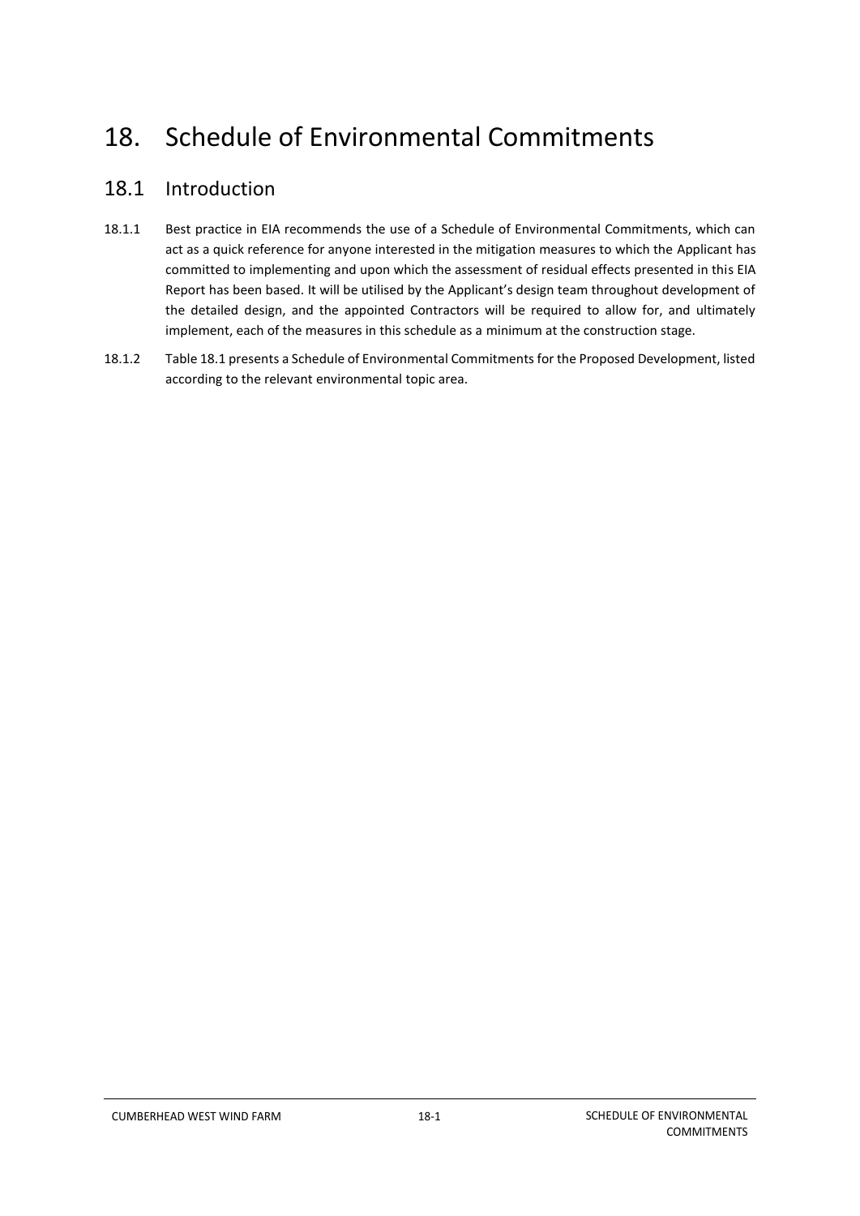# 18. Schedule of Environmental Commitments

## 18.1 Introduction

18.1.1 Best practice in EIA recommends the use of a Schedule of Environmental Commitments, which can act as a quick reference for anyone interested in the mitigation measures to which the Applicant has committed to implementing and upon which the assessment of residual effects presented in this EIA Report has been based. It will be utilised by the Applicant's design team throughout development of the detailed design, and the appointed Contractors will be required to allow for, and ultimately implement, each of the measures in this schedule as a minimum at the construction stage.

18.1.2 Table 18.1 presents a Schedule of Environmental Commitments for the Proposed Development, listed according to the relevant environmental topic area.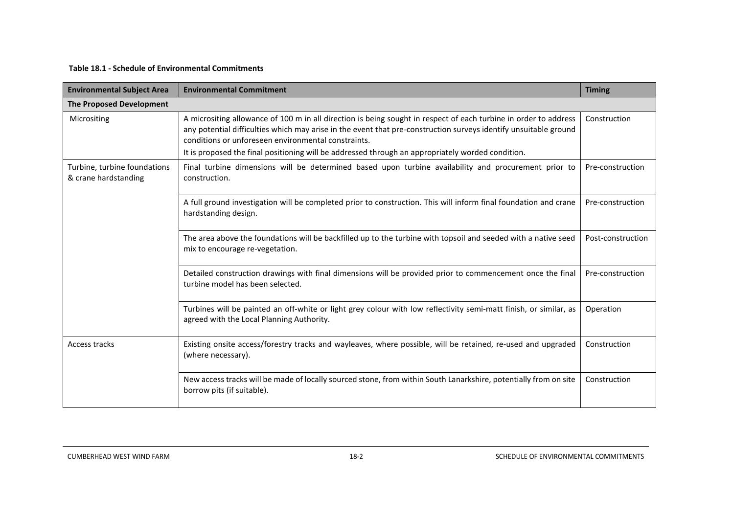**Table 18.1 - Schedule of Environmental Commitments**

| Environmental Subject Area | Environmental Commitment | Timing |
|---|---|---|
| **The Proposed Development** | | |
| Micrositing | A micrositing allowance of 100 m in all direction is being sought in respect of each turbine in order to address any potential difficulties which may arise in the event that pre-construction surveys identify unsuitable ground conditions or unforeseen environmental constraints.<br>It is proposed the final positioning will be addressed through an appropriately worded condition. | Construction |
| Turbine, turbine foundations & crane hardstanding | Final turbine dimensions will be determined based upon turbine availability and procurement prior to construction. | Pre-construction |
| | A full ground investigation will be completed prior to construction. This will inform final foundation and crane hardstanding design. | Pre-construction |
| | The area above the foundations will be backfilled up to the turbine with topsoil and seeded with a native seed mix to encourage re-vegetation. | Post-construction |
| | Detailed construction drawings with final dimensions will be provided prior to commencement once the final turbine model has been selected. | Pre-construction |
| | Turbines will be painted an off-white or light grey colour with low reflectivity semi-matt finish, or similar, as agreed with the Local Planning Authority. | Operation |
| Access tracks | Existing onsite access/forestry tracks and wayleaves, where possible, will be retained, re-used and upgraded (where necessary). | Construction |
| | New access tracks will be made of locally sourced stone, from within South Lanarkshire, potentially from on site borrow pits (if suitable). | Construction |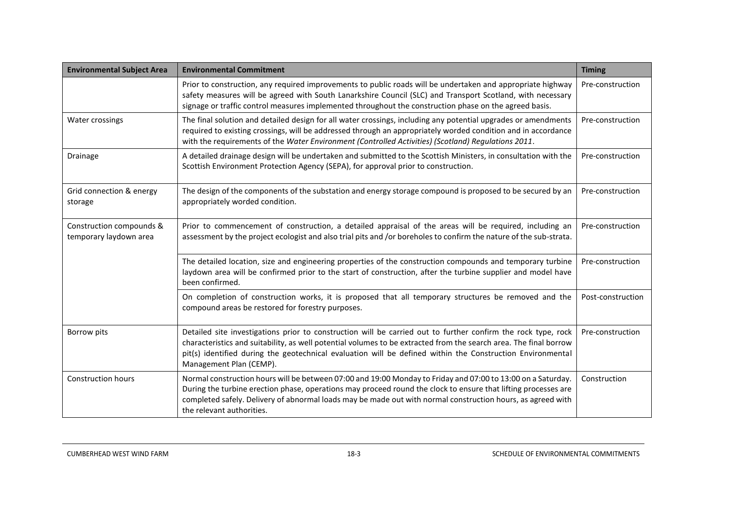| Environmental Subject Area | Environmental Commitment | Timing |
|---|---|---|
| | Prior to construction, any required improvements to public roads will be undertaken and appropriate highway safety measures will be agreed with South Lanarkshire Council (SLC) and Transport Scotland, with necessary signage or traffic control measures implemented throughout the construction phase on the agreed basis. | Pre-construction |
| Water crossings | The final solution and detailed design for all water crossings, including any potential upgrades or amendments required to existing crossings, will be addressed through an appropriately worded condition and in accordance with the requirements of the *Water Environment (Controlled Activities) (Scotland) Regulations 2011*. | Pre-construction |
| Drainage | A detailed drainage design will be undertaken and submitted to the Scottish Ministers, in consultation with the Scottish Environment Protection Agency (SEPA), for approval prior to construction. | Pre-construction |
| Grid connection & energy storage | The design of the components of the substation and energy storage compound is proposed to be secured by an appropriately worded condition. | Pre-construction |
| Construction compounds & temporary laydown area | Prior to commencement of construction, a detailed appraisal of the areas will be required, including an assessment by the project ecologist and also trial pits and /or boreholes to confirm the nature of the sub-strata. | Pre-construction |
| | The detailed location, size and engineering properties of the construction compounds and temporary turbine laydown area will be confirmed prior to the start of construction, after the turbine supplier and model have been confirmed. | Pre-construction |
| | On completion of construction works, it is proposed that all temporary structures be removed and the compound areas be restored for forestry purposes. | Post-construction |
| Borrow pits | Detailed site investigations prior to construction will be carried out to further confirm the rock type, rock characteristics and suitability, as well potential volumes to be extracted from the search area. The final borrow pit(s) identified during the geotechnical evaluation will be defined within the Construction Environmental Management Plan (CEMP). | Pre-construction |
| Construction hours | Normal construction hours will be between 07:00 and 19:00 Monday to Friday and 07:00 to 13:00 on a Saturday. During the turbine erection phase, operations may proceed round the clock to ensure that lifting processes are completed safely. Delivery of abnormal loads may be made out with normal construction hours, as agreed with the relevant authorities. | Construction |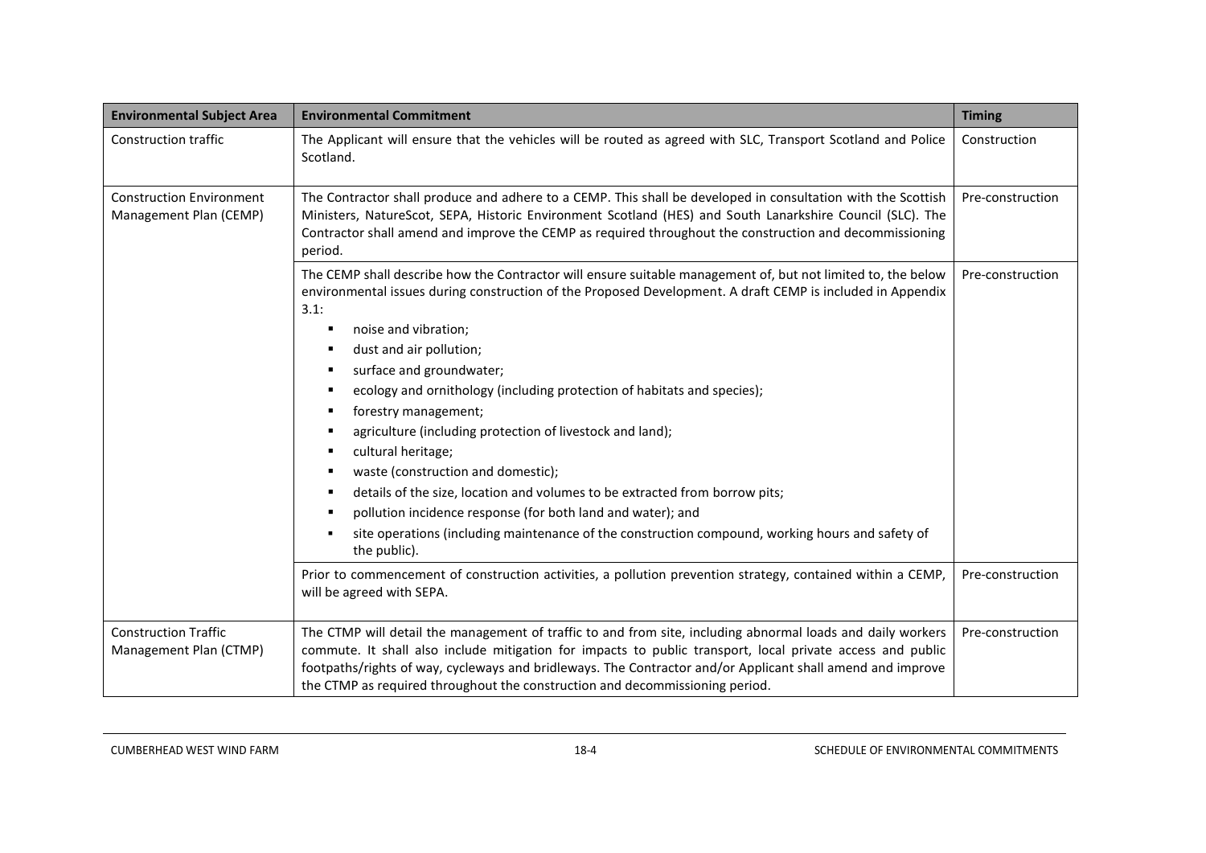| Environmental Subject Area | Environmental Commitment | Timing |
|---|---|---|
| Construction traffic | The Applicant will ensure that the vehicles will be routed as agreed with SLC, Transport Scotland and Police Scotland. | Construction |
| Construction Environment Management Plan (CEMP) | The Contractor shall produce and adhere to a CEMP. This shall be developed in consultation with the Scottish Ministers, NatureScot, SEPA, Historic Environment Scotland (HES) and South Lanarkshire Council (SLC). The Contractor shall amend and improve the CEMP as required throughout the construction and decommissioning period. | Pre-construction |
| | The CEMP shall describe how the Contractor will ensure suitable management of, but not limited to, the below environmental issues during construction of the Proposed Development. A draft CEMP is included in Appendix 3.1:<br>▪ noise and vibration;<br>▪ dust and air pollution;<br>▪ surface and groundwater;<br>▪ ecology and ornithology (including protection of habitats and species);<br>▪ forestry management;<br>▪ agriculture (including protection of livestock and land);<br>▪ cultural heritage;<br>▪ waste (construction and domestic);<br>▪ details of the size, location and volumes to be extracted from borrow pits;<br>▪ pollution incidence response (for both land and water); and<br>▪ site operations (including maintenance of the construction compound, working hours and safety of the public). | Pre-construction |
| | Prior to commencement of construction activities, a pollution prevention strategy, contained within a CEMP, will be agreed with SEPA. | Pre-construction |
| Construction Traffic Management Plan (CTMP) | The CTMP will detail the management of traffic to and from site, including abnormal loads and daily workers commute. It shall also include mitigation for impacts to public transport, local private access and public footpaths/rights of way, cycleways and bridleways. The Contractor and/or Applicant shall amend and improve the CTMP as required throughout the construction and decommissioning period. | Pre-construction |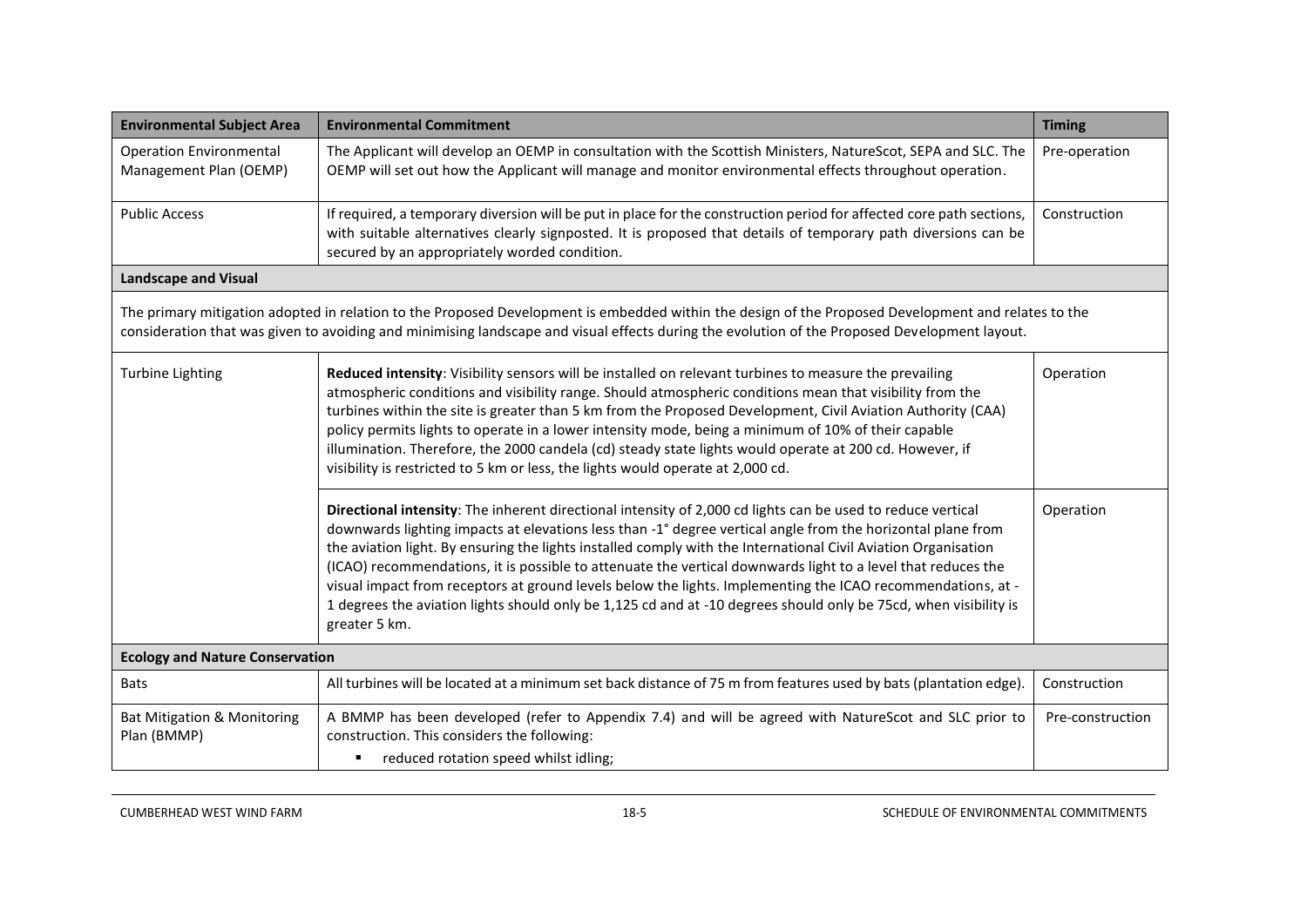| Environmental Subject Area | Environmental Commitment | Timing |
| --- | --- | --- |
| Operation Environmental Management Plan (OEMP) | The Applicant will develop an OEMP in consultation with the Scottish Ministers, NatureScot, SEPA and SLC. The OEMP will set out how the Applicant will manage and monitor environmental effects throughout operation. | Pre-operation |
| Public Access | If required, a temporary diversion will be put in place for the construction period for affected core path sections, with suitable alternatives clearly signposted. It is proposed that details of temporary path diversions can be secured by an appropriately worded condition. | Construction |
| **Landscape and Visual** | | |
| The primary mitigation adopted in relation to the Proposed Development is embedded within the design of the Proposed Development and relates to the consideration that was given to avoiding and minimising landscape and visual effects during the evolution of the Proposed Development layout. | | |
| Turbine Lighting | **Reduced intensity**: Visibility sensors will be installed on relevant turbines to measure the prevailing atmospheric conditions and visibility range. Should atmospheric conditions mean that visibility from the turbines within the site is greater than 5 km from the Proposed Development, Civil Aviation Authority (CAA) policy permits lights to operate in a lower intensity mode, being a minimum of 10% of their capable illumination. Therefore, the 2000 candela (cd) steady state lights would operate at 200 cd. However, if visibility is restricted to 5 km or less, the lights would operate at 2,000 cd. | Operation |
| | **Directional intensity**: The inherent directional intensity of 2,000 cd lights can be used to reduce vertical downwards lighting impacts at elevations less than -1° degree vertical angle from the horizontal plane from the aviation light. By ensuring the lights installed comply with the International Civil Aviation Organisation (ICAO) recommendations, it is possible to attenuate the vertical downwards light to a level that reduces the visual impact from receptors at ground levels below the lights. Implementing the ICAO recommendations, at -1 degrees the aviation lights should only be 1,125 cd and at -10 degrees should only be 75cd, when visibility is greater 5 km. | Operation |
| **Ecology and Nature Conservation** | | |
| Bats | All turbines will be located at a minimum set back distance of 75 m from features used by bats (plantation edge). | Construction |
| Bat Mitigation & Monitoring Plan (BMMP) | A BMMP has been developed (refer to Appendix 7.4) and will be agreed with NatureScot and SLC prior to construction. This considers the following:<br>▪ reduced rotation speed whilst idling; | Pre-construction |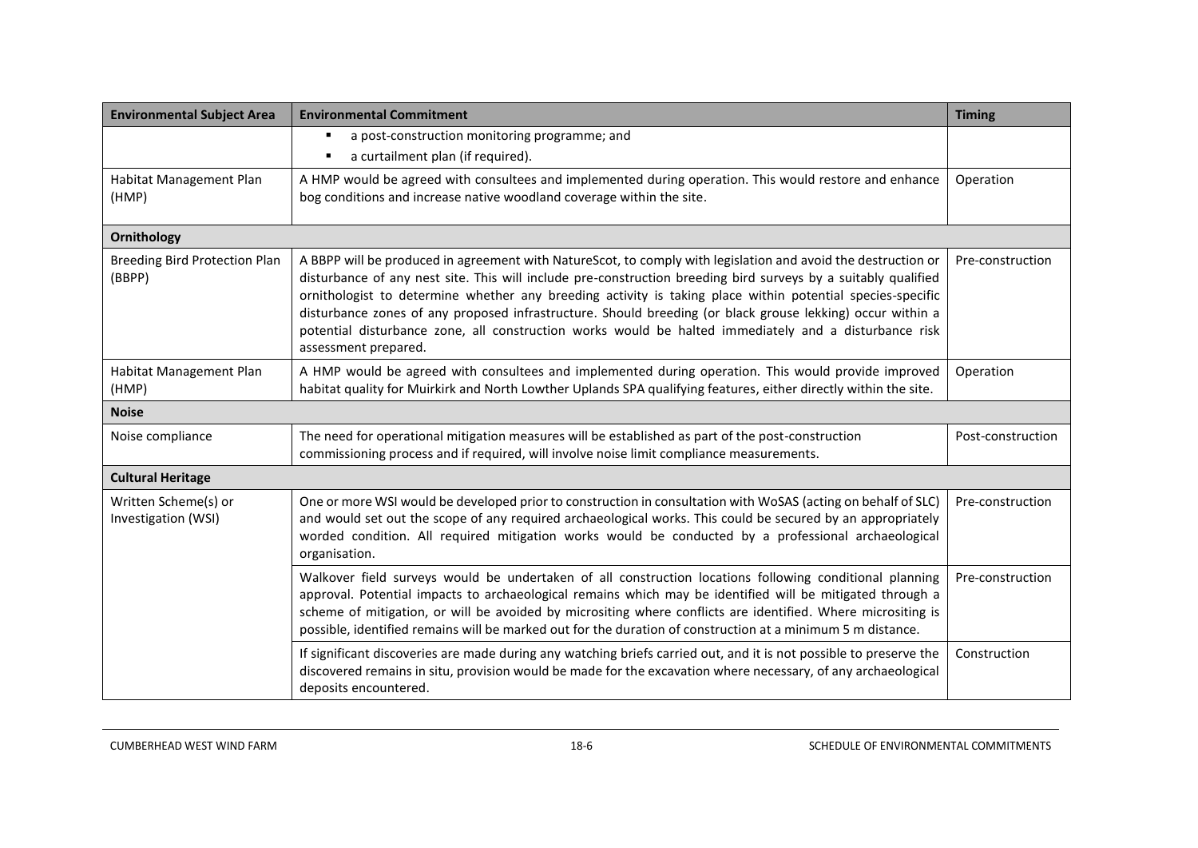| Environmental Subject Area | Environmental Commitment | Timing |
|---|---|---|
| | ▪ a post-construction monitoring programme; and<br>▪ a curtailment plan (if required). | |
| Habitat Management Plan (HMP) | A HMP would be agreed with consultees and implemented during operation. This would restore and enhance bog conditions and increase native woodland coverage within the site. | Operation |
| **Ornithology** | | |
| Breeding Bird Protection Plan (BBPP) | A BBPP will be produced in agreement with NatureScot, to comply with legislation and avoid the destruction or disturbance of any nest site. This will include pre-construction breeding bird surveys by a suitably qualified ornithologist to determine whether any breeding activity is taking place within potential species-specific disturbance zones of any proposed infrastructure. Should breeding (or black grouse lekking) occur within a potential disturbance zone, all construction works would be halted immediately and a disturbance risk assessment prepared. | Pre-construction |
| Habitat Management Plan (HMP) | A HMP would be agreed with consultees and implemented during operation. This would provide improved habitat quality for Muirkirk and North Lowther Uplands SPA qualifying features, either directly within the site. | Operation |
| **Noise** | | |
| Noise compliance | The need for operational mitigation measures will be established as part of the post-construction commissioning process and if required, will involve noise limit compliance measurements. | Post-construction |
| **Cultural Heritage** | | |
| Written Scheme(s) or Investigation (WSI) | One or more WSI would be developed prior to construction in consultation with WoSAS (acting on behalf of SLC) and would set out the scope of any required archaeological works. This could be secured by an appropriately worded condition. All required mitigation works would be conducted by a professional archaeological organisation. | Pre-construction |
| | Walkover field surveys would be undertaken of all construction locations following conditional planning approval. Potential impacts to archaeological remains which may be identified will be mitigated through a scheme of mitigation, or will be avoided by micrositing where conflicts are identified. Where micrositing is possible, identified remains will be marked out for the duration of construction at a minimum 5 m distance. | Pre-construction |
| | If significant discoveries are made during any watching briefs carried out, and it is not possible to preserve the discovered remains in situ, provision would be made for the excavation where necessary, of any archaeological deposits encountered. | Construction |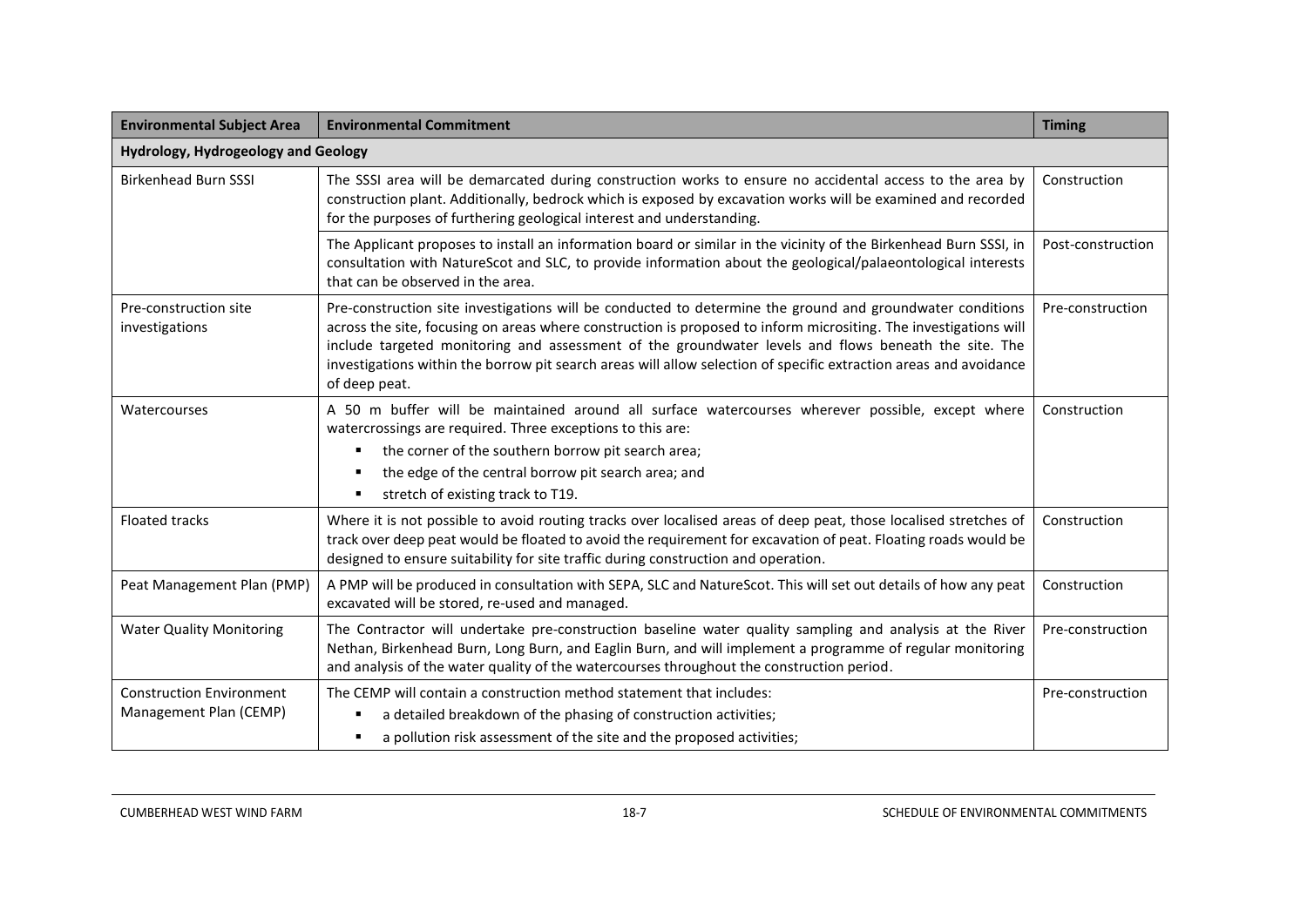| Environmental Subject Area | Environmental Commitment | Timing |
|---|---|---|
| **Hydrology, Hydrogeology and Geology** | | |
| Birkenhead Burn SSSI | The SSSI area will be demarcated during construction works to ensure no accidental access to the area by construction plant. Additionally, bedrock which is exposed by excavation works will be examined and recorded for the purposes of furthering geological interest and understanding. | Construction |
| | The Applicant proposes to install an information board or similar in the vicinity of the Birkenhead Burn SSSI, in consultation with NatureScot and SLC, to provide information about the geological/palaeontological interests that can be observed in the area. | Post-construction |
| Pre-construction site investigations | Pre-construction site investigations will be conducted to determine the ground and groundwater conditions across the site, focusing on areas where construction is proposed to inform micrositing. The investigations will include targeted monitoring and assessment of the groundwater levels and flows beneath the site. The investigations within the borrow pit search areas will allow selection of specific extraction areas and avoidance of deep peat. | Pre-construction |
| Watercourses | A 50 m buffer will be maintained around all surface watercourses wherever possible, except where watercrossings are required. Three exceptions to this are:<br>▪ the corner of the southern borrow pit search area;<br>▪ the edge of the central borrow pit search area; and<br>▪ stretch of existing track to T19. | Construction |
| Floated tracks | Where it is not possible to avoid routing tracks over localised areas of deep peat, those localised stretches of track over deep peat would be floated to avoid the requirement for excavation of peat. Floating roads would be designed to ensure suitability for site traffic during construction and operation. | Construction |
| Peat Management Plan (PMP) | A PMP will be produced in consultation with SEPA, SLC and NatureScot. This will set out details of how any peat excavated will be stored, re-used and managed. | Construction |
| Water Quality Monitoring | The Contractor will undertake pre-construction baseline water quality sampling and analysis at the River Nethan, Birkenhead Burn, Long Burn, and Eaglin Burn, and will implement a programme of regular monitoring and analysis of the water quality of the watercourses throughout the construction period. | Pre-construction |
| Construction Environment Management Plan (CEMP) | The CEMP will contain a construction method statement that includes:<br>▪ a detailed breakdown of the phasing of construction activities;<br>▪ a pollution risk assessment of the site and the proposed activities; | Pre-construction |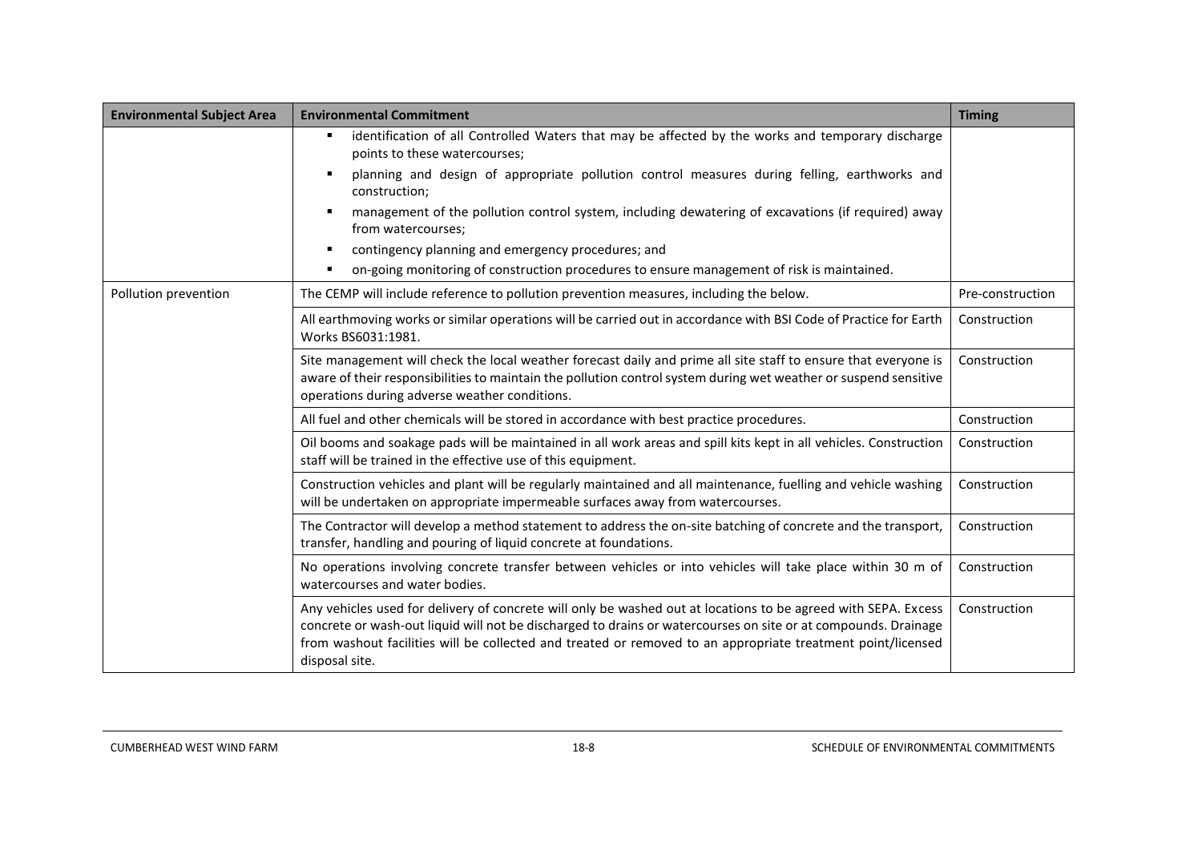| Environmental Subject Area | Environmental Commitment | Timing |
|---|---|---|
| | ▪ identification of all Controlled Waters that may be affected by the works and temporary discharge points to these watercourses;<br>▪ planning and design of appropriate pollution control measures during felling, earthworks and construction;<br>▪ management of the pollution control system, including dewatering of excavations (if required) away from watercourses;<br>▪ contingency planning and emergency procedures; and<br>▪ on-going monitoring of construction procedures to ensure management of risk is maintained. | |
| Pollution prevention | The CEMP will include reference to pollution prevention measures, including the below. | Pre-construction |
| | All earthmoving works or similar operations will be carried out in accordance with BSI Code of Practice for Earth Works BS6031:1981. | Construction |
| | Site management will check the local weather forecast daily and prime all site staff to ensure that everyone is aware of their responsibilities to maintain the pollution control system during wet weather or suspend sensitive operations during adverse weather conditions. | Construction |
| | All fuel and other chemicals will be stored in accordance with best practice procedures. | Construction |
| | Oil booms and soakage pads will be maintained in all work areas and spill kits kept in all vehicles. Construction staff will be trained in the effective use of this equipment. | Construction |
| | Construction vehicles and plant will be regularly maintained and all maintenance, fuelling and vehicle washing will be undertaken on appropriate impermeable surfaces away from watercourses. | Construction |
| | The Contractor will develop a method statement to address the on-site batching of concrete and the transport, transfer, handling and pouring of liquid concrete at foundations. | Construction |
| | No operations involving concrete transfer between vehicles or into vehicles will take place within 30 m of watercourses and water bodies. | Construction |
| | Any vehicles used for delivery of concrete will only be washed out at locations to be agreed with SEPA. Excess concrete or wash-out liquid will not be discharged to drains or watercourses on site or at compounds. Drainage from washout facilities will be collected and treated or removed to an appropriate treatment point/licensed disposal site. | Construction |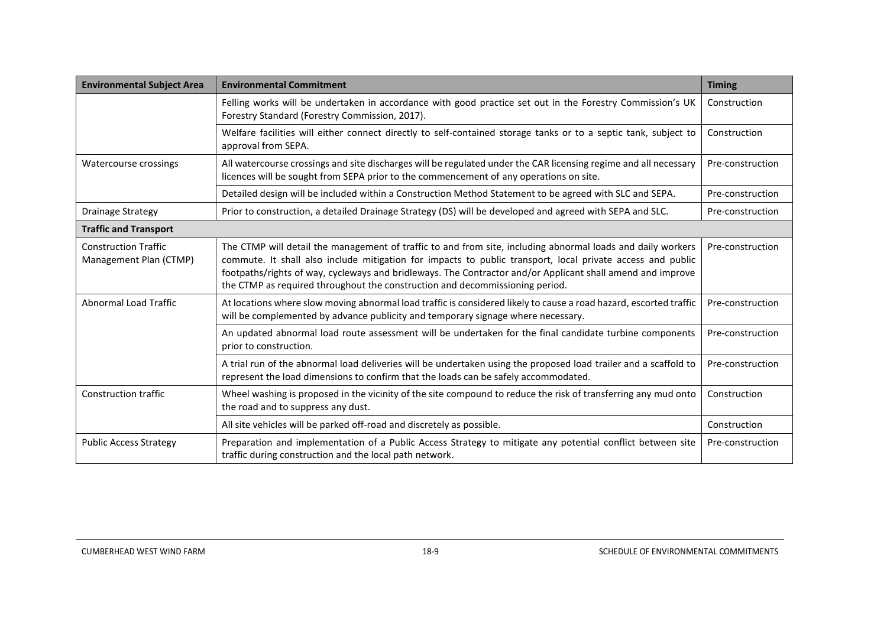| Environmental Subject Area | Environmental Commitment | Timing |
|---|---|---|
| | Felling works will be undertaken in accordance with good practice set out in the Forestry Commission's UK Forestry Standard (Forestry Commission, 2017). | Construction |
| | Welfare facilities will either connect directly to self-contained storage tanks or to a septic tank, subject to approval from SEPA. | Construction |
| Watercourse crossings | All watercourse crossings and site discharges will be regulated under the CAR licensing regime and all necessary licences will be sought from SEPA prior to the commencement of any operations on site. | Pre-construction |
| | Detailed design will be included within a Construction Method Statement to be agreed with SLC and SEPA. | Pre-construction |
| Drainage Strategy | Prior to construction, a detailed Drainage Strategy (DS) will be developed and agreed with SEPA and SLC. | Pre-construction |
| **Traffic and Transport** | | |
| Construction Traffic Management Plan (CTMP) | The CTMP will detail the management of traffic to and from site, including abnormal loads and daily workers commute. It shall also include mitigation for impacts to public transport, local private access and public footpaths/rights of way, cycleways and bridleways. The Contractor and/or Applicant shall amend and improve the CTMP as required throughout the construction and decommissioning period. | Pre-construction |
| Abnormal Load Traffic | At locations where slow moving abnormal load traffic is considered likely to cause a road hazard, escorted traffic will be complemented by advance publicity and temporary signage where necessary. | Pre-construction |
| | An updated abnormal load route assessment will be undertaken for the final candidate turbine components prior to construction. | Pre-construction |
| | A trial run of the abnormal load deliveries will be undertaken using the proposed load trailer and a scaffold to represent the load dimensions to confirm that the loads can be safely accommodated. | Pre-construction |
| Construction traffic | Wheel washing is proposed in the vicinity of the site compound to reduce the risk of transferring any mud onto the road and to suppress any dust. | Construction |
| | All site vehicles will be parked off-road and discretely as possible. | Construction |
| Public Access Strategy | Preparation and implementation of a Public Access Strategy to mitigate any potential conflict between site traffic during construction and the local path network. | Pre-construction |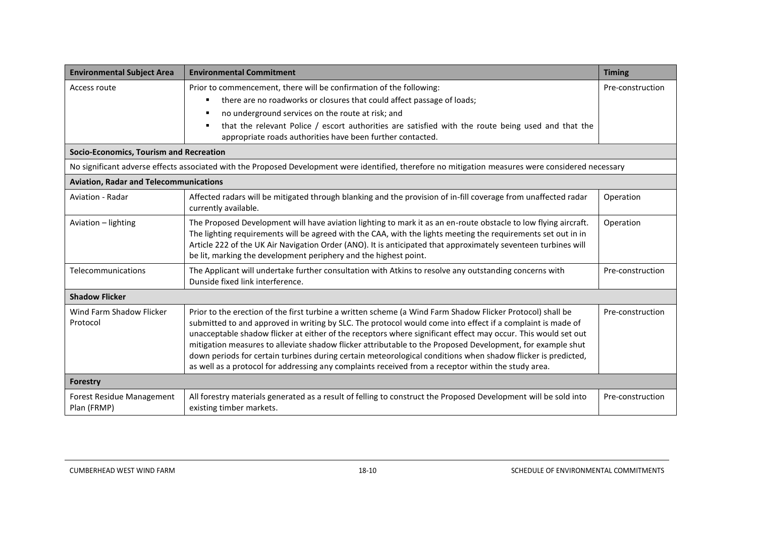| Environmental Subject Area | Environmental Commitment | Timing |
|---|---|---|
| Access route | Prior to commencement, there will be confirmation of the following:<br>▪ there are no roadworks or closures that could affect passage of loads;<br>▪ no underground services on the route at risk; and<br>▪ that the relevant Police / escort authorities are satisfied with the route being used and that the appropriate roads authorities have been further contacted. | Pre-construction |
| **Socio-Economics, Tourism and Recreation** | | |
| No significant adverse effects associated with the Proposed Development were identified, therefore no mitigation measures were considered necessary | | |
| **Aviation, Radar and Telecommunications** | | |
| Aviation - Radar | Affected radars will be mitigated through blanking and the provision of in-fill coverage from unaffected radar currently available. | Operation |
| Aviation – lighting | The Proposed Development will have aviation lighting to mark it as an en-route obstacle to low flying aircraft. The lighting requirements will be agreed with the CAA, with the lights meeting the requirements set out in in Article 222 of the UK Air Navigation Order (ANO). It is anticipated that approximately seventeen turbines will be lit, marking the development periphery and the highest point. | Operation |
| Telecommunications | The Applicant will undertake further consultation with Atkins to resolve any outstanding concerns with Dunside fixed link interference. | Pre-construction |
| **Shadow Flicker** | | |
| Wind Farm Shadow Flicker Protocol | Prior to the erection of the first turbine a written scheme (a Wind Farm Shadow Flicker Protocol) shall be submitted to and approved in writing by SLC. The protocol would come into effect if a complaint is made of unacceptable shadow flicker at either of the receptors where significant effect may occur. This would set out mitigation measures to alleviate shadow flicker attributable to the Proposed Development, for example shut down periods for certain turbines during certain meteorological conditions when shadow flicker is predicted, as well as a protocol for addressing any complaints received from a receptor within the study area. | Pre-construction |
| **Forestry** | | |
| Forest Residue Management Plan (FRMP) | All forestry materials generated as a result of felling to construct the Proposed Development will be sold into existing timber markets. | Pre-construction |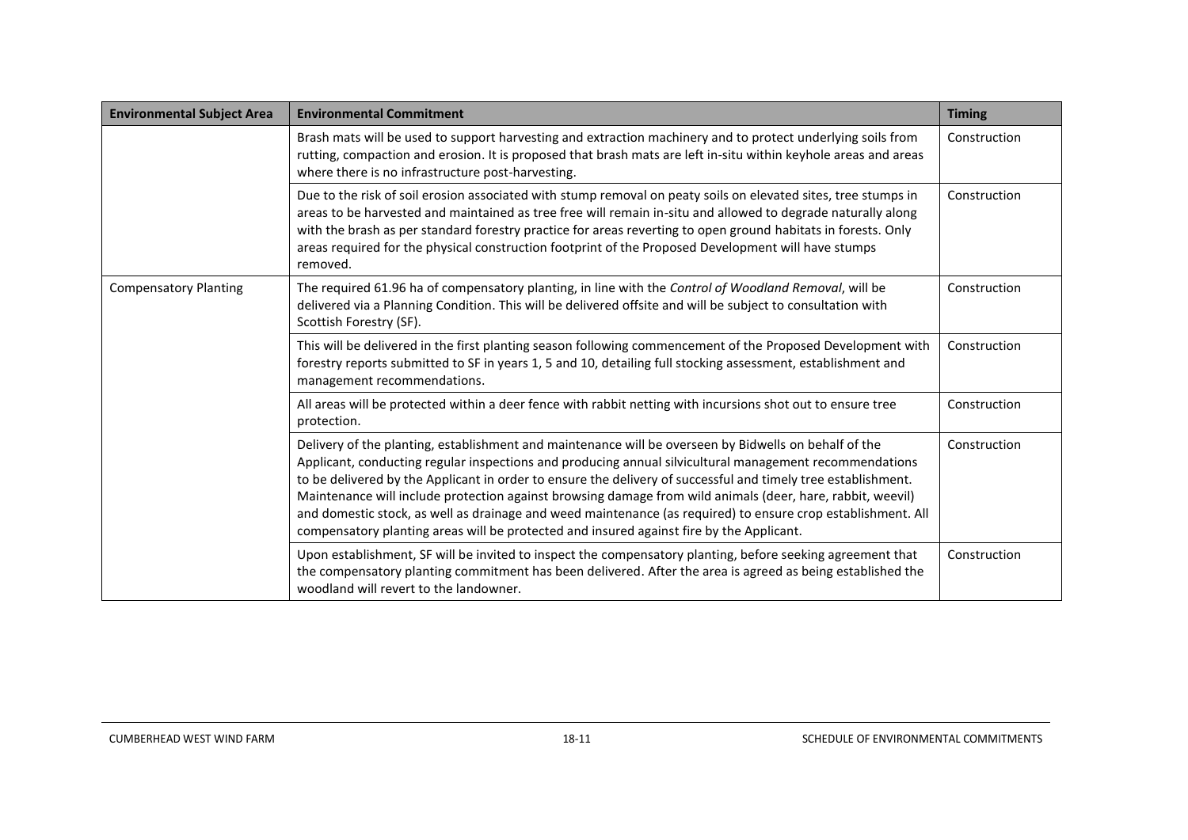| Environmental Subject Area | Environmental Commitment | Timing |
|---|---|---|
| | Brash mats will be used to support harvesting and extraction machinery and to protect underlying soils from rutting, compaction and erosion. It is proposed that brash mats are left in-situ within keyhole areas and areas where there is no infrastructure post-harvesting. | Construction |
| | Due to the risk of soil erosion associated with stump removal on peaty soils on elevated sites, tree stumps in areas to be harvested and maintained as tree free will remain in-situ and allowed to degrade naturally along with the brash as per standard forestry practice for areas reverting to open ground habitats in forests. Only areas required for the physical construction footprint of the Proposed Development will have stumps removed. | Construction |
| Compensatory Planting | The required 61.96 ha of compensatory planting, in line with the *Control of Woodland Removal*, will be delivered via a Planning Condition. This will be delivered offsite and will be subject to consultation with Scottish Forestry (SF). | Construction |
| | This will be delivered in the first planting season following commencement of the Proposed Development with forestry reports submitted to SF in years 1, 5 and 10, detailing full stocking assessment, establishment and management recommendations. | Construction |
| | All areas will be protected within a deer fence with rabbit netting with incursions shot out to ensure tree protection. | Construction |
| | Delivery of the planting, establishment and maintenance will be overseen by Bidwells on behalf of the Applicant, conducting regular inspections and producing annual silvicultural management recommendations to be delivered by the Applicant in order to ensure the delivery of successful and timely tree establishment. Maintenance will include protection against browsing damage from wild animals (deer, hare, rabbit, weevil) and domestic stock, as well as drainage and weed maintenance (as required) to ensure crop establishment. All compensatory planting areas will be protected and insured against fire by the Applicant. | Construction |
| | Upon establishment, SF will be invited to inspect the compensatory planting, before seeking agreement that the compensatory planting commitment has been delivered. After the area is agreed as being established the woodland will revert to the landowner. | Construction |